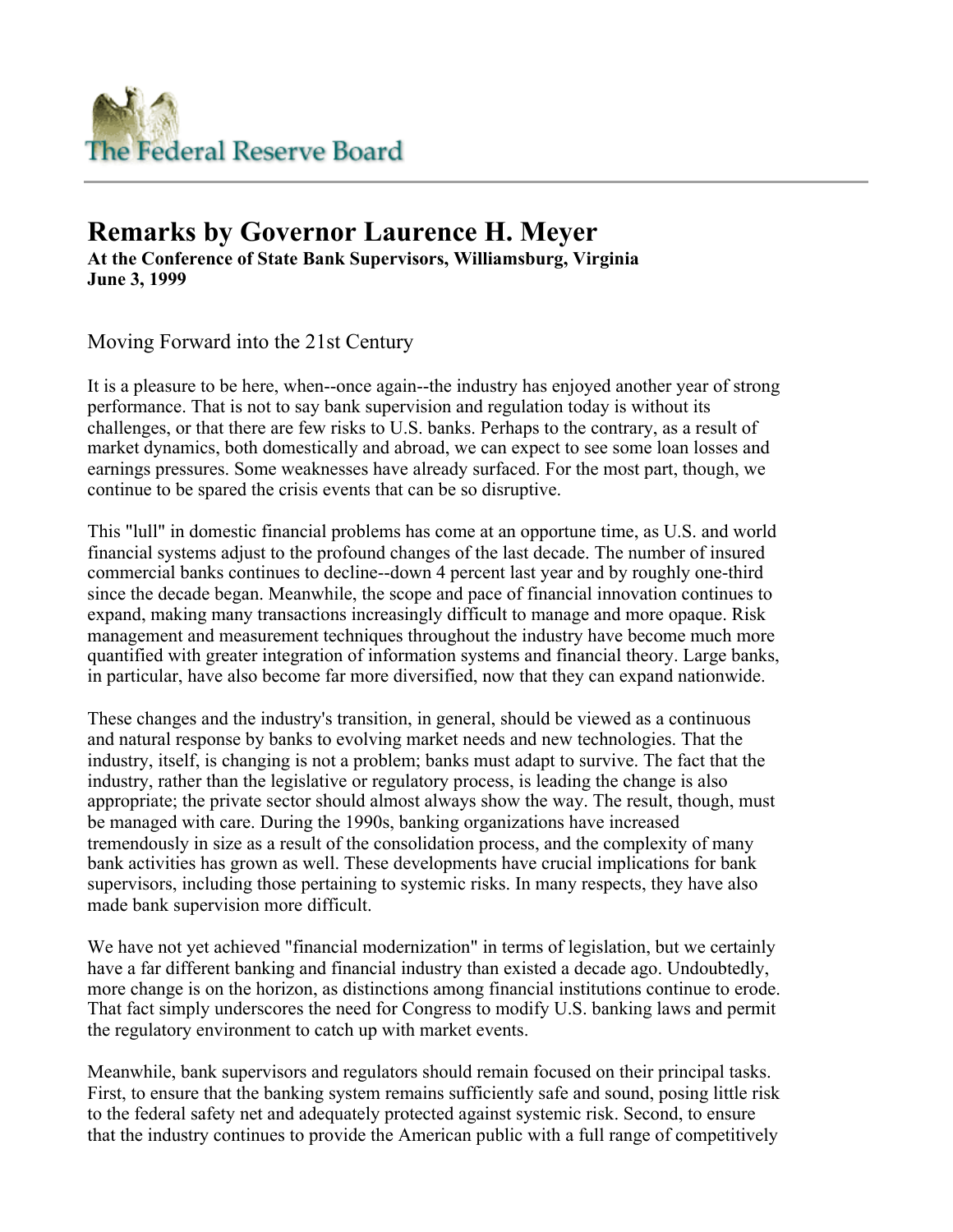The Federal Reserve Board

# Remarks by Governor Laurence H. Meyer

**At the Conference of State Bank Supervisors, Williamsburg, Virginia**
**June 3, 1999**

## Moving Forward into the 21st Century

It is a pleasure to be here, when--once again--the industry has enjoyed another year of strong performance. That is not to say bank supervision and regulation today is without its challenges, or that there are few risks to U.S. banks. Perhaps to the contrary, as a result of market dynamics, both domestically and abroad, we can expect to see some loan losses and earnings pressures. Some weaknesses have already surfaced. For the most part, though, we continue to be spared the crisis events that can be so disruptive.

This "lull" in domestic financial problems has come at an opportune time, as U.S. and world financial systems adjust to the profound changes of the last decade. The number of insured commercial banks continues to decline--down 4 percent last year and by roughly one-third since the decade began. Meanwhile, the scope and pace of financial innovation continues to expand, making many transactions increasingly difficult to manage and more opaque. Risk management and measurement techniques throughout the industry have become much more quantified with greater integration of information systems and financial theory. Large banks, in particular, have also become far more diversified, now that they can expand nationwide.

These changes and the industry's transition, in general, should be viewed as a continuous and natural response by banks to evolving market needs and new technologies. That the industry, itself, is changing is not a problem; banks must adapt to survive. The fact that the industry, rather than the legislative or regulatory process, is leading the change is also appropriate; the private sector should almost always show the way. The result, though, must be managed with care. During the 1990s, banking organizations have increased tremendously in size as a result of the consolidation process, and the complexity of many bank activities has grown as well. These developments have crucial implications for bank supervisors, including those pertaining to systemic risks. In many respects, they have also made bank supervision more difficult.

We have not yet achieved "financial modernization" in terms of legislation, but we certainly have a far different banking and financial industry than existed a decade ago. Undoubtedly, more change is on the horizon, as distinctions among financial institutions continue to erode. That fact simply underscores the need for Congress to modify U.S. banking laws and permit the regulatory environment to catch up with market events.

Meanwhile, bank supervisors and regulators should remain focused on their principal tasks. First, to ensure that the banking system remains sufficiently safe and sound, posing little risk to the federal safety net and adequately protected against systemic risk. Second, to ensure that the industry continues to provide the American public with a full range of competitively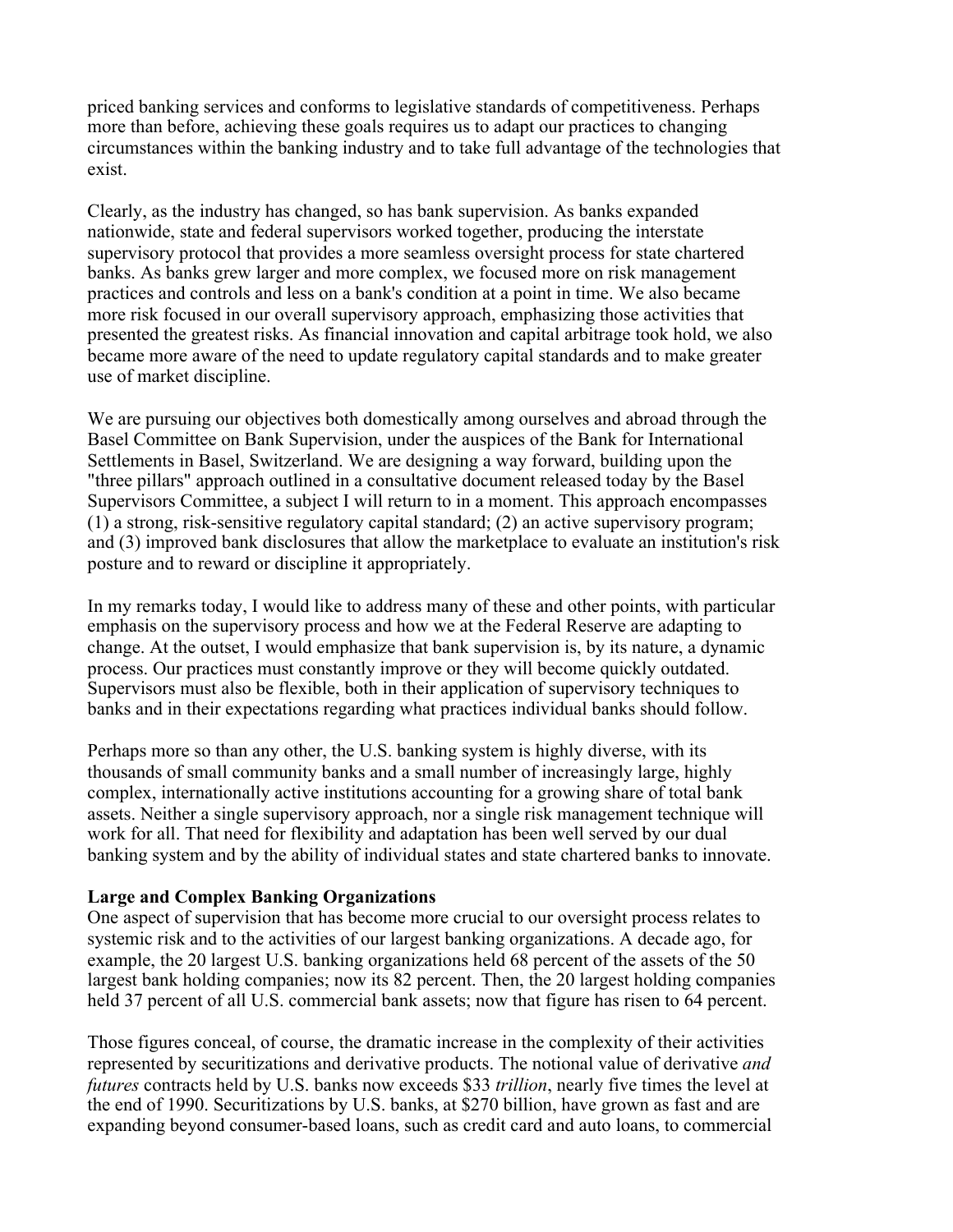priced banking services and conforms to legislative standards of competitiveness. Perhaps more than before, achieving these goals requires us to adapt our practices to changing circumstances within the banking industry and to take full advantage of the technologies that exist.

Clearly, as the industry has changed, so has bank supervision. As banks expanded nationwide, state and federal supervisors worked together, producing the interstate supervisory protocol that provides a more seamless oversight process for state chartered banks. As banks grew larger and more complex, we focused more on risk management practices and controls and less on a bank's condition at a point in time. We also became more risk focused in our overall supervisory approach, emphasizing those activities that presented the greatest risks. As financial innovation and capital arbitrage took hold, we also became more aware of the need to update regulatory capital standards and to make greater use of market discipline.

We are pursuing our objectives both domestically among ourselves and abroad through the Basel Committee on Bank Supervision, under the auspices of the Bank for International Settlements in Basel, Switzerland. We are designing a way forward, building upon the "three pillars" approach outlined in a consultative document released today by the Basel Supervisors Committee, a subject I will return to in a moment. This approach encompasses (1) a strong, risk-sensitive regulatory capital standard; (2) an active supervisory program; and (3) improved bank disclosures that allow the marketplace to evaluate an institution's risk posture and to reward or discipline it appropriately.

In my remarks today, I would like to address many of these and other points, with particular emphasis on the supervisory process and how we at the Federal Reserve are adapting to change. At the outset, I would emphasize that bank supervision is, by its nature, a dynamic process. Our practices must constantly improve or they will become quickly outdated. Supervisors must also be flexible, both in their application of supervisory techniques to banks and in their expectations regarding what practices individual banks should follow.

Perhaps more so than any other, the U.S. banking system is highly diverse, with its thousands of small community banks and a small number of increasingly large, highly complex, internationally active institutions accounting for a growing share of total bank assets. Neither a single supervisory approach, nor a single risk management technique will work for all. That need for flexibility and adaptation has been well served by our dual banking system and by the ability of individual states and state chartered banks to innovate.

**Large and Complex Banking Organizations**

One aspect of supervision that has become more crucial to our oversight process relates to systemic risk and to the activities of our largest banking organizations. A decade ago, for example, the 20 largest U.S. banking organizations held 68 percent of the assets of the 50 largest bank holding companies; now its 82 percent. Then, the 20 largest holding companies held 37 percent of all U.S. commercial bank assets; now that figure has risen to 64 percent.

Those figures conceal, of course, the dramatic increase in the complexity of their activities represented by securitizations and derivative products. The notional value of derivative *and futures* contracts held by U.S. banks now exceeds $33 *trillion*, nearly five times the level at the end of 1990. Securitizations by U.S. banks, at $270 billion, have grown as fast and are expanding beyond consumer-based loans, such as credit card and auto loans, to commercial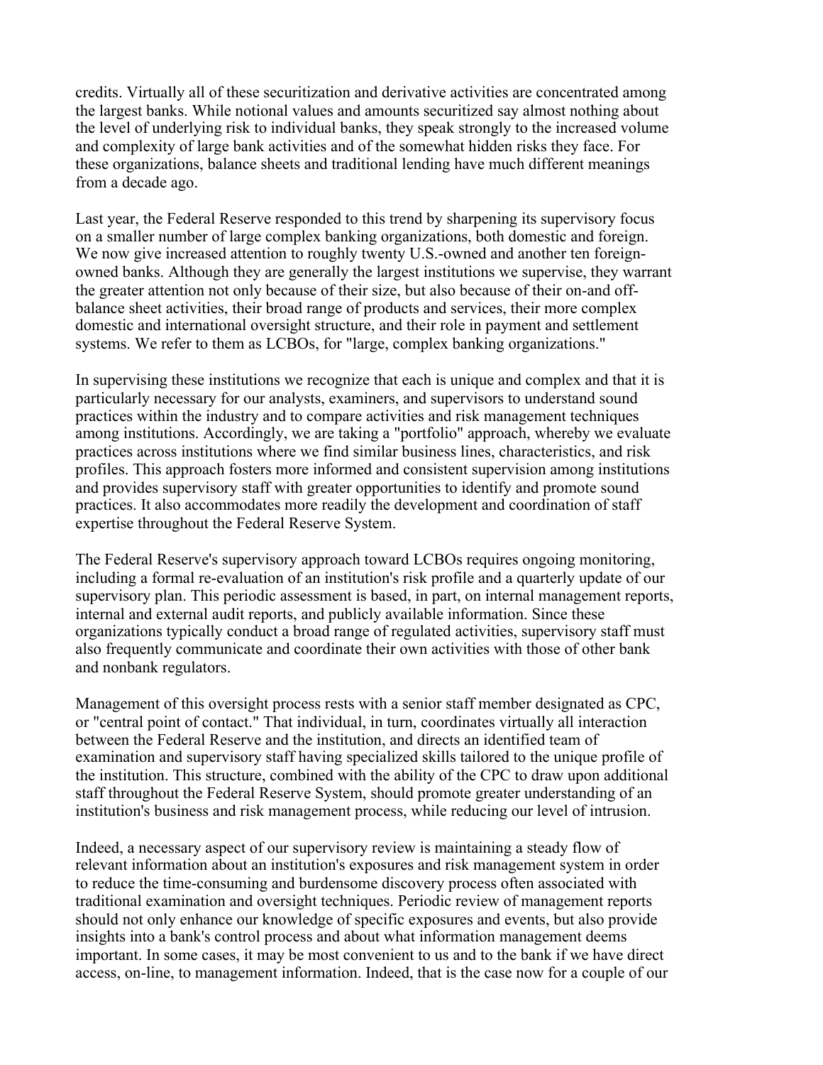credits. Virtually all of these securitization and derivative activities are concentrated among the largest banks. While notional values and amounts securitized say almost nothing about the level of underlying risk to individual banks, they speak strongly to the increased volume and complexity of large bank activities and of the somewhat hidden risks they face. For these organizations, balance sheets and traditional lending have much different meanings from a decade ago.

Last year, the Federal Reserve responded to this trend by sharpening its supervisory focus on a smaller number of large complex banking organizations, both domestic and foreign. We now give increased attention to roughly twenty U.S.-owned and another ten foreign-owned banks. Although they are generally the largest institutions we supervise, they warrant the greater attention not only because of their size, but also because of their on-and off-balance sheet activities, their broad range of products and services, their more complex domestic and international oversight structure, and their role in payment and settlement systems. We refer to them as LCBOs, for "large, complex banking organizations."

In supervising these institutions we recognize that each is unique and complex and that it is particularly necessary for our analysts, examiners, and supervisors to understand sound practices within the industry and to compare activities and risk management techniques among institutions. Accordingly, we are taking a "portfolio" approach, whereby we evaluate practices across institutions where we find similar business lines, characteristics, and risk profiles. This approach fosters more informed and consistent supervision among institutions and provides supervisory staff with greater opportunities to identify and promote sound practices. It also accommodates more readily the development and coordination of staff expertise throughout the Federal Reserve System.

The Federal Reserve's supervisory approach toward LCBOs requires ongoing monitoring, including a formal re-evaluation of an institution's risk profile and a quarterly update of our supervisory plan. This periodic assessment is based, in part, on internal management reports, internal and external audit reports, and publicly available information. Since these organizations typically conduct a broad range of regulated activities, supervisory staff must also frequently communicate and coordinate their own activities with those of other bank and nonbank regulators.

Management of this oversight process rests with a senior staff member designated as CPC, or "central point of contact." That individual, in turn, coordinates virtually all interaction between the Federal Reserve and the institution, and directs an identified team of examination and supervisory staff having specialized skills tailored to the unique profile of the institution. This structure, combined with the ability of the CPC to draw upon additional staff throughout the Federal Reserve System, should promote greater understanding of an institution's business and risk management process, while reducing our level of intrusion.

Indeed, a necessary aspect of our supervisory review is maintaining a steady flow of relevant information about an institution's exposures and risk management system in order to reduce the time-consuming and burdensome discovery process often associated with traditional examination and oversight techniques. Periodic review of management reports should not only enhance our knowledge of specific exposures and events, but also provide insights into a bank's control process and about what information management deems important. In some cases, it may be most convenient to us and to the bank if we have direct access, on-line, to management information. Indeed, that is the case now for a couple of our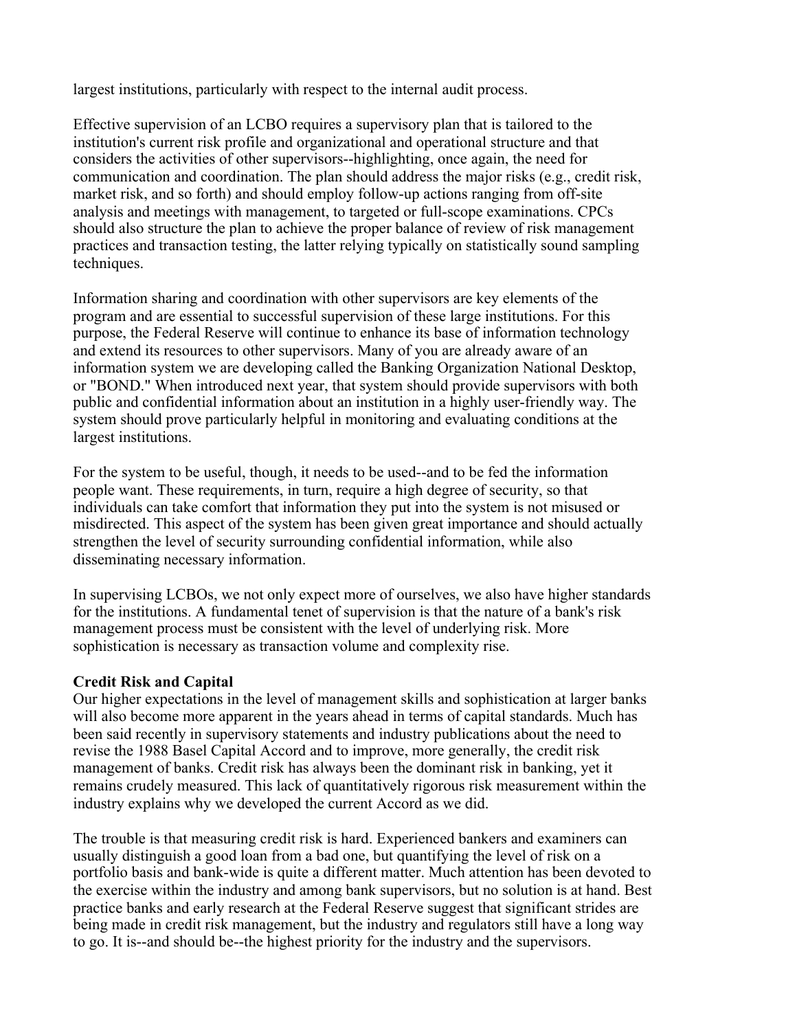largest institutions, particularly with respect to the internal audit process.

Effective supervision of an LCBO requires a supervisory plan that is tailored to the institution's current risk profile and organizational and operational structure and that considers the activities of other supervisors--highlighting, once again, the need for communication and coordination. The plan should address the major risks (e.g., credit risk, market risk, and so forth) and should employ follow-up actions ranging from off-site analysis and meetings with management, to targeted or full-scope examinations. CPCs should also structure the plan to achieve the proper balance of review of risk management practices and transaction testing, the latter relying typically on statistically sound sampling techniques.

Information sharing and coordination with other supervisors are key elements of the program and are essential to successful supervision of these large institutions. For this purpose, the Federal Reserve will continue to enhance its base of information technology and extend its resources to other supervisors. Many of you are already aware of an information system we are developing called the Banking Organization National Desktop, or "BOND." When introduced next year, that system should provide supervisors with both public and confidential information about an institution in a highly user-friendly way. The system should prove particularly helpful in monitoring and evaluating conditions at the largest institutions.

For the system to be useful, though, it needs to be used--and to be fed the information people want. These requirements, in turn, require a high degree of security, so that individuals can take comfort that information they put into the system is not misused or misdirected. This aspect of the system has been given great importance and should actually strengthen the level of security surrounding confidential information, while also disseminating necessary information.

In supervising LCBOs, we not only expect more of ourselves, we also have higher standards for the institutions. A fundamental tenet of supervision is that the nature of a bank's risk management process must be consistent with the level of underlying risk. More sophistication is necessary as transaction volume and complexity rise.

**Credit Risk and Capital**

Our higher expectations in the level of management skills and sophistication at larger banks will also become more apparent in the years ahead in terms of capital standards. Much has been said recently in supervisory statements and industry publications about the need to revise the 1988 Basel Capital Accord and to improve, more generally, the credit risk management of banks. Credit risk has always been the dominant risk in banking, yet it remains crudely measured. This lack of quantitatively rigorous risk measurement within the industry explains why we developed the current Accord as we did.

The trouble is that measuring credit risk is hard. Experienced bankers and examiners can usually distinguish a good loan from a bad one, but quantifying the level of risk on a portfolio basis and bank-wide is quite a different matter. Much attention has been devoted to the exercise within the industry and among bank supervisors, but no solution is at hand. Best practice banks and early research at the Federal Reserve suggest that significant strides are being made in credit risk management, but the industry and regulators still have a long way to go. It is--and should be--the highest priority for the industry and the supervisors.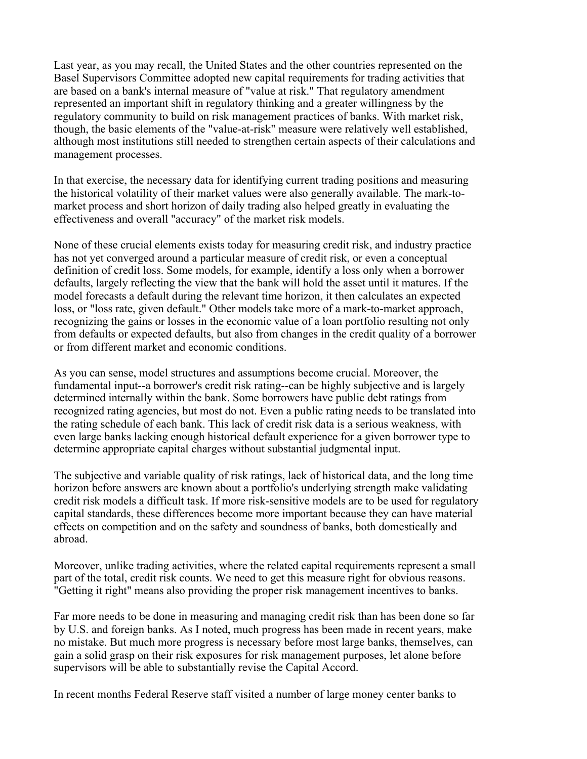Last year, as you may recall, the United States and the other countries represented on the Basel Supervisors Committee adopted new capital requirements for trading activities that are based on a bank's internal measure of "value at risk." That regulatory amendment represented an important shift in regulatory thinking and a greater willingness by the regulatory community to build on risk management practices of banks. With market risk, though, the basic elements of the "value-at-risk" measure were relatively well established, although most institutions still needed to strengthen certain aspects of their calculations and management processes.

In that exercise, the necessary data for identifying current trading positions and measuring the historical volatility of their market values were also generally available. The mark-to-market process and short horizon of daily trading also helped greatly in evaluating the effectiveness and overall "accuracy" of the market risk models.

None of these crucial elements exists today for measuring credit risk, and industry practice has not yet converged around a particular measure of credit risk, or even a conceptual definition of credit loss. Some models, for example, identify a loss only when a borrower defaults, largely reflecting the view that the bank will hold the asset until it matures. If the model forecasts a default during the relevant time horizon, it then calculates an expected loss, or "loss rate, given default." Other models take more of a mark-to-market approach, recognizing the gains or losses in the economic value of a loan portfolio resulting not only from defaults or expected defaults, but also from changes in the credit quality of a borrower or from different market and economic conditions.

As you can sense, model structures and assumptions become crucial. Moreover, the fundamental input--a borrower's credit risk rating--can be highly subjective and is largely determined internally within the bank. Some borrowers have public debt ratings from recognized rating agencies, but most do not. Even a public rating needs to be translated into the rating schedule of each bank. This lack of credit risk data is a serious weakness, with even large banks lacking enough historical default experience for a given borrower type to determine appropriate capital charges without substantial judgmental input.

The subjective and variable quality of risk ratings, lack of historical data, and the long time horizon before answers are known about a portfolio's underlying strength make validating credit risk models a difficult task. If more risk-sensitive models are to be used for regulatory capital standards, these differences become more important because they can have material effects on competition and on the safety and soundness of banks, both domestically and abroad.

Moreover, unlike trading activities, where the related capital requirements represent a small part of the total, credit risk counts. We need to get this measure right for obvious reasons. "Getting it right" means also providing the proper risk management incentives to banks.

Far more needs to be done in measuring and managing credit risk than has been done so far by U.S. and foreign banks. As I noted, much progress has been made in recent years, make no mistake. But much more progress is necessary before most large banks, themselves, can gain a solid grasp on their risk exposures for risk management purposes, let alone before supervisors will be able to substantially revise the Capital Accord.

In recent months Federal Reserve staff visited a number of large money center banks to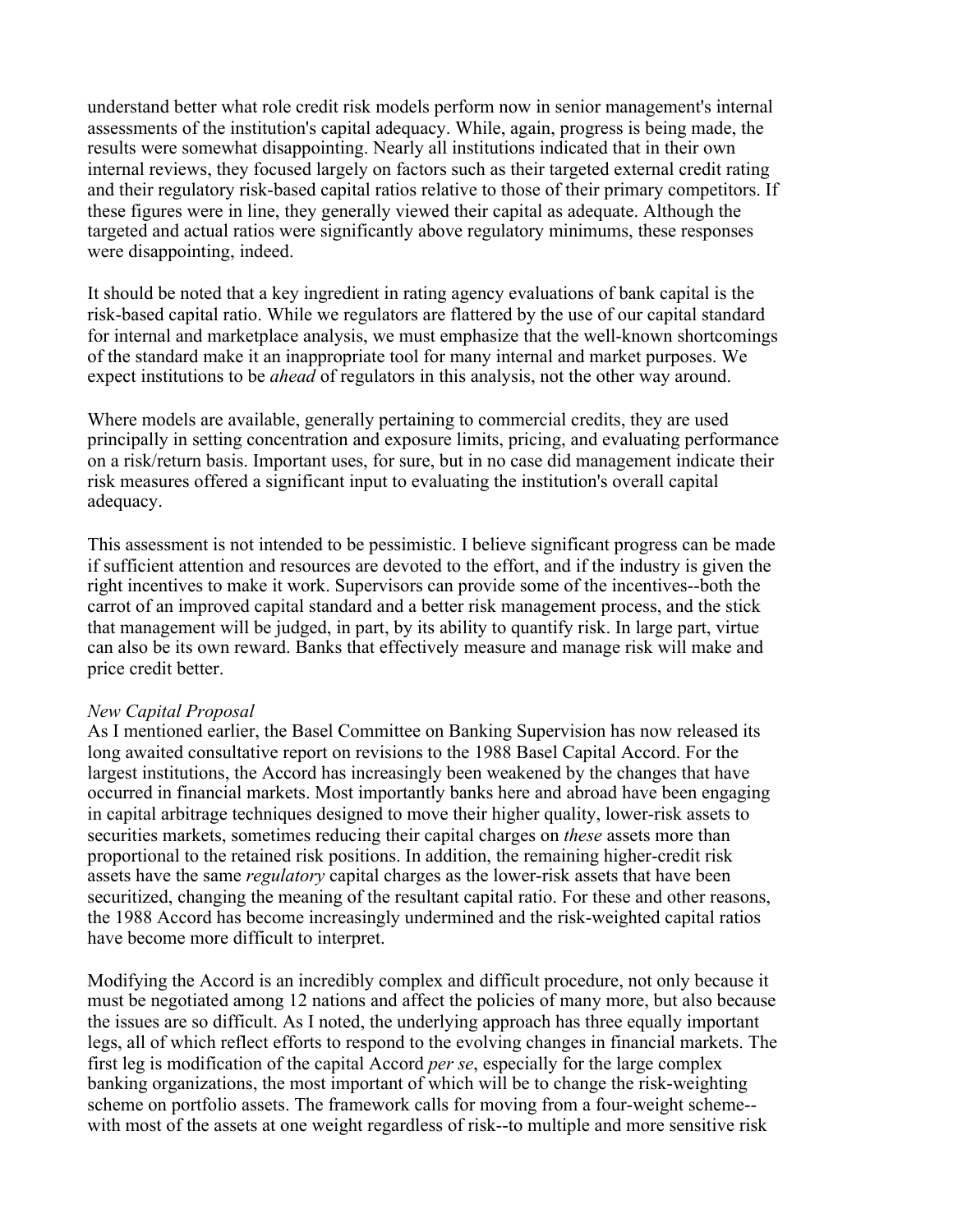understand better what role credit risk models perform now in senior management's internal assessments of the institution's capital adequacy. While, again, progress is being made, the results were somewhat disappointing. Nearly all institutions indicated that in their own internal reviews, they focused largely on factors such as their targeted external credit rating and their regulatory risk-based capital ratios relative to those of their primary competitors. If these figures were in line, they generally viewed their capital as adequate. Although the targeted and actual ratios were significantly above regulatory minimums, these responses were disappointing, indeed.

It should be noted that a key ingredient in rating agency evaluations of bank capital is the risk-based capital ratio. While we regulators are flattered by the use of our capital standard for internal and marketplace analysis, we must emphasize that the well-known shortcomings of the standard make it an inappropriate tool for many internal and market purposes. We expect institutions to be *ahead* of regulators in this analysis, not the other way around.

Where models are available, generally pertaining to commercial credits, they are used principally in setting concentration and exposure limits, pricing, and evaluating performance on a risk/return basis. Important uses, for sure, but in no case did management indicate their risk measures offered a significant input to evaluating the institution's overall capital adequacy.

This assessment is not intended to be pessimistic. I believe significant progress can be made if sufficient attention and resources are devoted to the effort, and if the industry is given the right incentives to make it work. Supervisors can provide some of the incentives--both the carrot of an improved capital standard and a better risk management process, and the stick that management will be judged, in part, by its ability to quantify risk. In large part, virtue can also be its own reward. Banks that effectively measure and manage risk will make and price credit better.

*New Capital Proposal*

As I mentioned earlier, the Basel Committee on Banking Supervision has now released its long awaited consultative report on revisions to the 1988 Basel Capital Accord. For the largest institutions, the Accord has increasingly been weakened by the changes that have occurred in financial markets. Most importantly banks here and abroad have been engaging in capital arbitrage techniques designed to move their higher quality, lower-risk assets to securities markets, sometimes reducing their capital charges on *these* assets more than proportional to the retained risk positions. In addition, the remaining higher-credit risk assets have the same *regulatory* capital charges as the lower-risk assets that have been securitized, changing the meaning of the resultant capital ratio. For these and other reasons, the 1988 Accord has become increasingly undermined and the risk-weighted capital ratios have become more difficult to interpret.

Modifying the Accord is an incredibly complex and difficult procedure, not only because it must be negotiated among 12 nations and affect the policies of many more, but also because the issues are so difficult. As I noted, the underlying approach has three equally important legs, all of which reflect efforts to respond to the evolving changes in financial markets. The first leg is modification of the capital Accord *per se*, especially for the large complex banking organizations, the most important of which will be to change the risk-weighting scheme on portfolio assets. The framework calls for moving from a four-weight scheme--with most of the assets at one weight regardless of risk--to multiple and more sensitive risk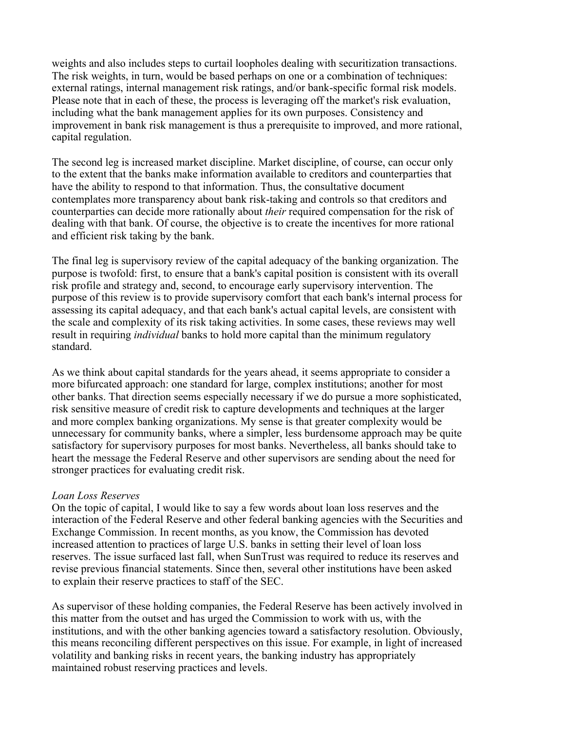weights and also includes steps to curtail loopholes dealing with securitization transactions. The risk weights, in turn, would be based perhaps on one or a combination of techniques: external ratings, internal management risk ratings, and/or bank-specific formal risk models. Please note that in each of these, the process is leveraging off the market's risk evaluation, including what the bank management applies for its own purposes. Consistency and improvement in bank risk management is thus a prerequisite to improved, and more rational, capital regulation.

The second leg is increased market discipline. Market discipline, of course, can occur only to the extent that the banks make information available to creditors and counterparties that have the ability to respond to that information. Thus, the consultative document contemplates more transparency about bank risk-taking and controls so that creditors and counterparties can decide more rationally about *their* required compensation for the risk of dealing with that bank. Of course, the objective is to create the incentives for more rational and efficient risk taking by the bank.

The final leg is supervisory review of the capital adequacy of the banking organization. The purpose is twofold: first, to ensure that a bank's capital position is consistent with its overall risk profile and strategy and, second, to encourage early supervisory intervention. The purpose of this review is to provide supervisory comfort that each bank's internal process for assessing its capital adequacy, and that each bank's actual capital levels, are consistent with the scale and complexity of its risk taking activities. In some cases, these reviews may well result in requiring *individual* banks to hold more capital than the minimum regulatory standard.

As we think about capital standards for the years ahead, it seems appropriate to consider a more bifurcated approach: one standard for large, complex institutions; another for most other banks. That direction seems especially necessary if we do pursue a more sophisticated, risk sensitive measure of credit risk to capture developments and techniques at the larger and more complex banking organizations. My sense is that greater complexity would be unnecessary for community banks, where a simpler, less burdensome approach may be quite satisfactory for supervisory purposes for most banks. Nevertheless, all banks should take to heart the message the Federal Reserve and other supervisors are sending about the need for stronger practices for evaluating credit risk.

*Loan Loss Reserves*

On the topic of capital, I would like to say a few words about loan loss reserves and the interaction of the Federal Reserve and other federal banking agencies with the Securities and Exchange Commission. In recent months, as you know, the Commission has devoted increased attention to practices of large U.S. banks in setting their level of loan loss reserves. The issue surfaced last fall, when SunTrust was required to reduce its reserves and revise previous financial statements. Since then, several other institutions have been asked to explain their reserve practices to staff of the SEC.

As supervisor of these holding companies, the Federal Reserve has been actively involved in this matter from the outset and has urged the Commission to work with us, with the institutions, and with the other banking agencies toward a satisfactory resolution. Obviously, this means reconciling different perspectives on this issue. For example, in light of increased volatility and banking risks in recent years, the banking industry has appropriately maintained robust reserving practices and levels.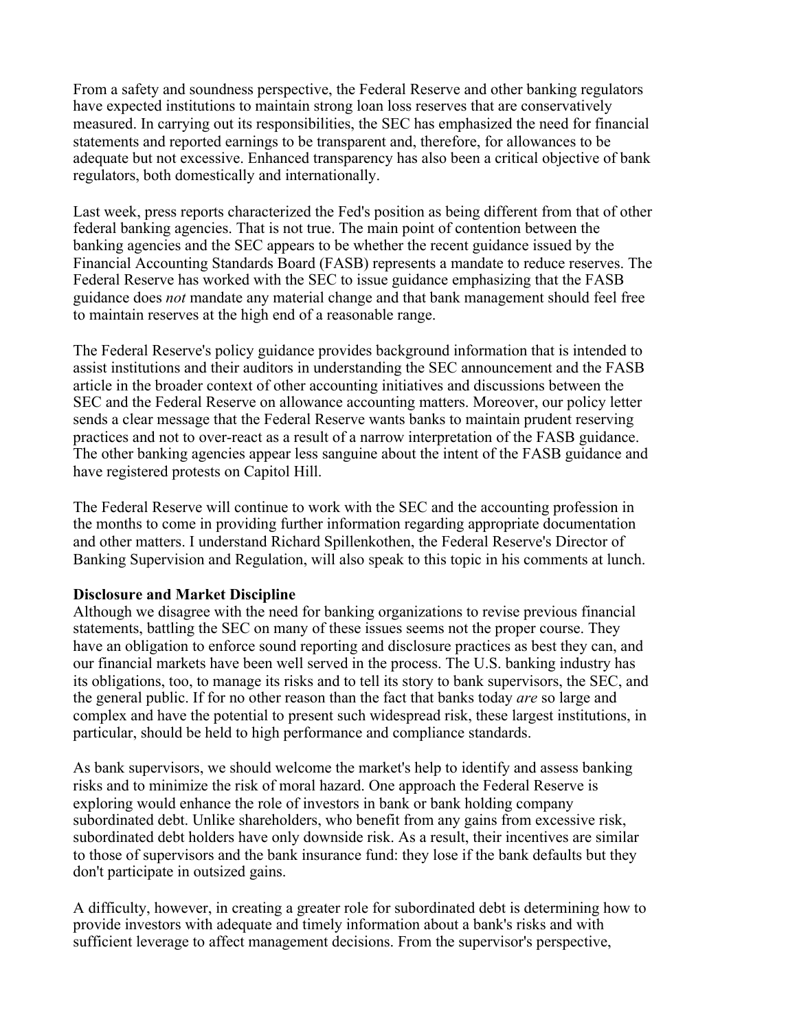From a safety and soundness perspective, the Federal Reserve and other banking regulators have expected institutions to maintain strong loan loss reserves that are conservatively measured. In carrying out its responsibilities, the SEC has emphasized the need for financial statements and reported earnings to be transparent and, therefore, for allowances to be adequate but not excessive. Enhanced transparency has also been a critical objective of bank regulators, both domestically and internationally.

Last week, press reports characterized the Fed's position as being different from that of other federal banking agencies. That is not true. The main point of contention between the banking agencies and the SEC appears to be whether the recent guidance issued by the Financial Accounting Standards Board (FASB) represents a mandate to reduce reserves. The Federal Reserve has worked with the SEC to issue guidance emphasizing that the FASB guidance does *not* mandate any material change and that bank management should feel free to maintain reserves at the high end of a reasonable range.

The Federal Reserve's policy guidance provides background information that is intended to assist institutions and their auditors in understanding the SEC announcement and the FASB article in the broader context of other accounting initiatives and discussions between the SEC and the Federal Reserve on allowance accounting matters. Moreover, our policy letter sends a clear message that the Federal Reserve wants banks to maintain prudent reserving practices and not to over-react as a result of a narrow interpretation of the FASB guidance. The other banking agencies appear less sanguine about the intent of the FASB guidance and have registered protests on Capitol Hill.

The Federal Reserve will continue to work with the SEC and the accounting profession in the months to come in providing further information regarding appropriate documentation and other matters. I understand Richard Spillenkothen, the Federal Reserve's Director of Banking Supervision and Regulation, will also speak to this topic in his comments at lunch.

**Disclosure and Market Discipline**

Although we disagree with the need for banking organizations to revise previous financial statements, battling the SEC on many of these issues seems not the proper course. They have an obligation to enforce sound reporting and disclosure practices as best they can, and our financial markets have been well served in the process. The U.S. banking industry has its obligations, too, to manage its risks and to tell its story to bank supervisors, the SEC, and the general public. If for no other reason than the fact that banks today *are* so large and complex and have the potential to present such widespread risk, these largest institutions, in particular, should be held to high performance and compliance standards.

As bank supervisors, we should welcome the market's help to identify and assess banking risks and to minimize the risk of moral hazard. One approach the Federal Reserve is exploring would enhance the role of investors in bank or bank holding company subordinated debt. Unlike shareholders, who benefit from any gains from excessive risk, subordinated debt holders have only downside risk. As a result, their incentives are similar to those of supervisors and the bank insurance fund: they lose if the bank defaults but they don't participate in outsized gains.

A difficulty, however, in creating a greater role for subordinated debt is determining how to provide investors with adequate and timely information about a bank's risks and with sufficient leverage to affect management decisions. From the supervisor's perspective,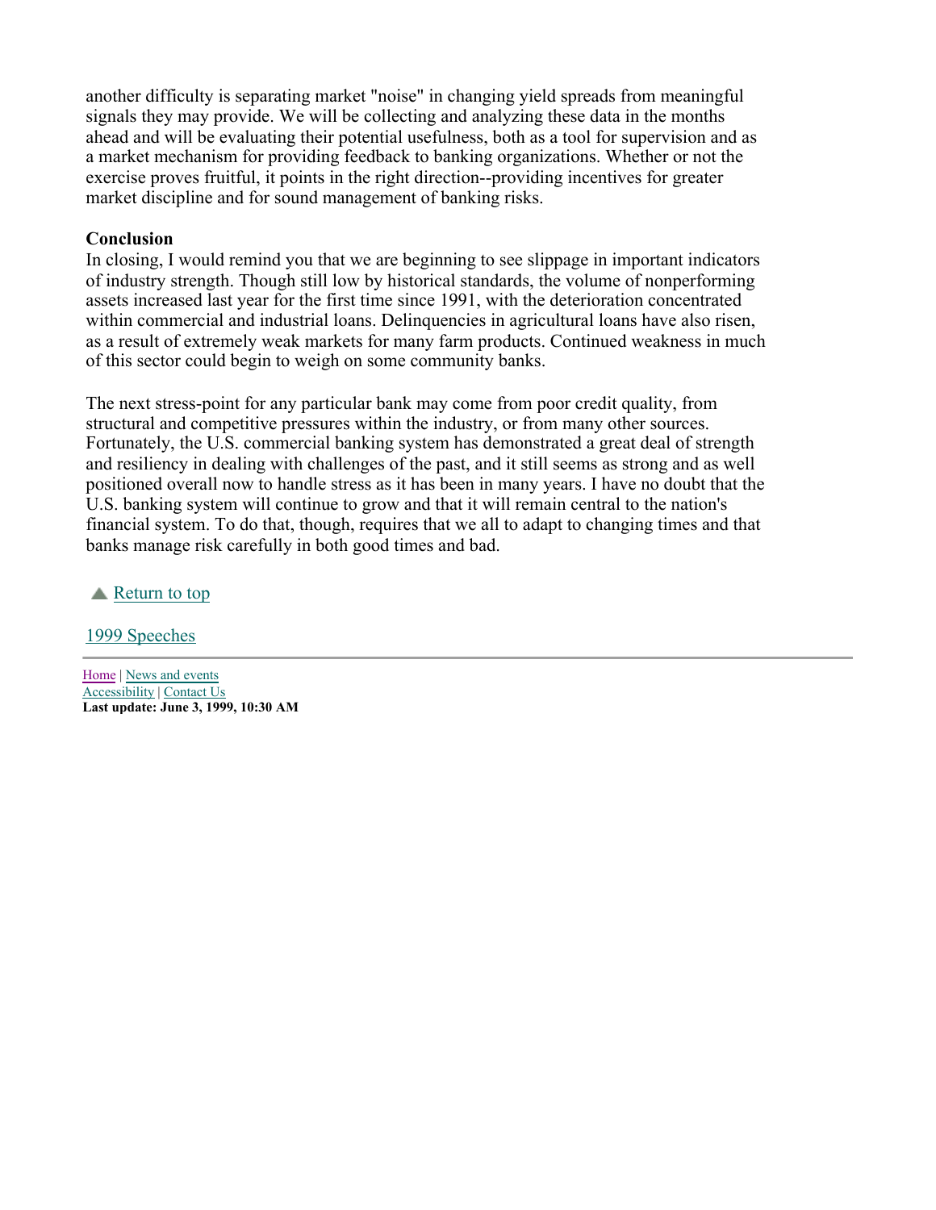another difficulty is separating market "noise" in changing yield spreads from meaningful signals they may provide. We will be collecting and analyzing these data in the months ahead and will be evaluating their potential usefulness, both as a tool for supervision and as a market mechanism for providing feedback to banking organizations. Whether or not the exercise proves fruitful, it points in the right direction--providing incentives for greater market discipline and for sound management of banking risks.

**Conclusion**

In closing, I would remind you that we are beginning to see slippage in important indicators of industry strength. Though still low by historical standards, the volume of nonperforming assets increased last year for the first time since 1991, with the deterioration concentrated within commercial and industrial loans. Delinquencies in agricultural loans have also risen, as a result of extremely weak markets for many farm products. Continued weakness in much of this sector could begin to weigh on some community banks.

The next stress-point for any particular bank may come from poor credit quality, from structural and competitive pressures within the industry, or from many other sources. Fortunately, the U.S. commercial banking system has demonstrated a great deal of strength and resiliency in dealing with challenges of the past, and it still seems as strong and as well positioned overall now to handle stress as it has been in many years. I have no doubt that the U.S. banking system will continue to grow and that it will remain central to the nation's financial system. To do that, though, requires that we all to adapt to changing times and that banks manage risk carefully in both good times and bad.

▲ Return to top

1999 Speeches

Home | News and events
Accessibility | Contact Us
**Last update: June 3, 1999, 10:30 AM**